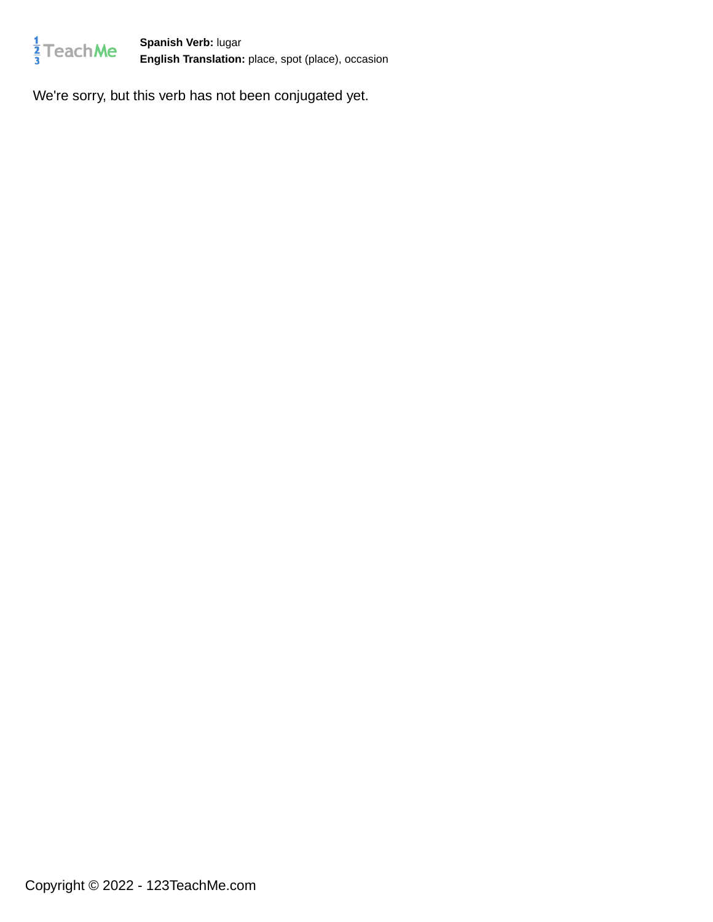**Spanish Verb:** lugar
**English Translation:** place, spot (place), occasion

We're sorry, but this verb has not been conjugated yet.

Copyright © 2022 - 123TeachMe.com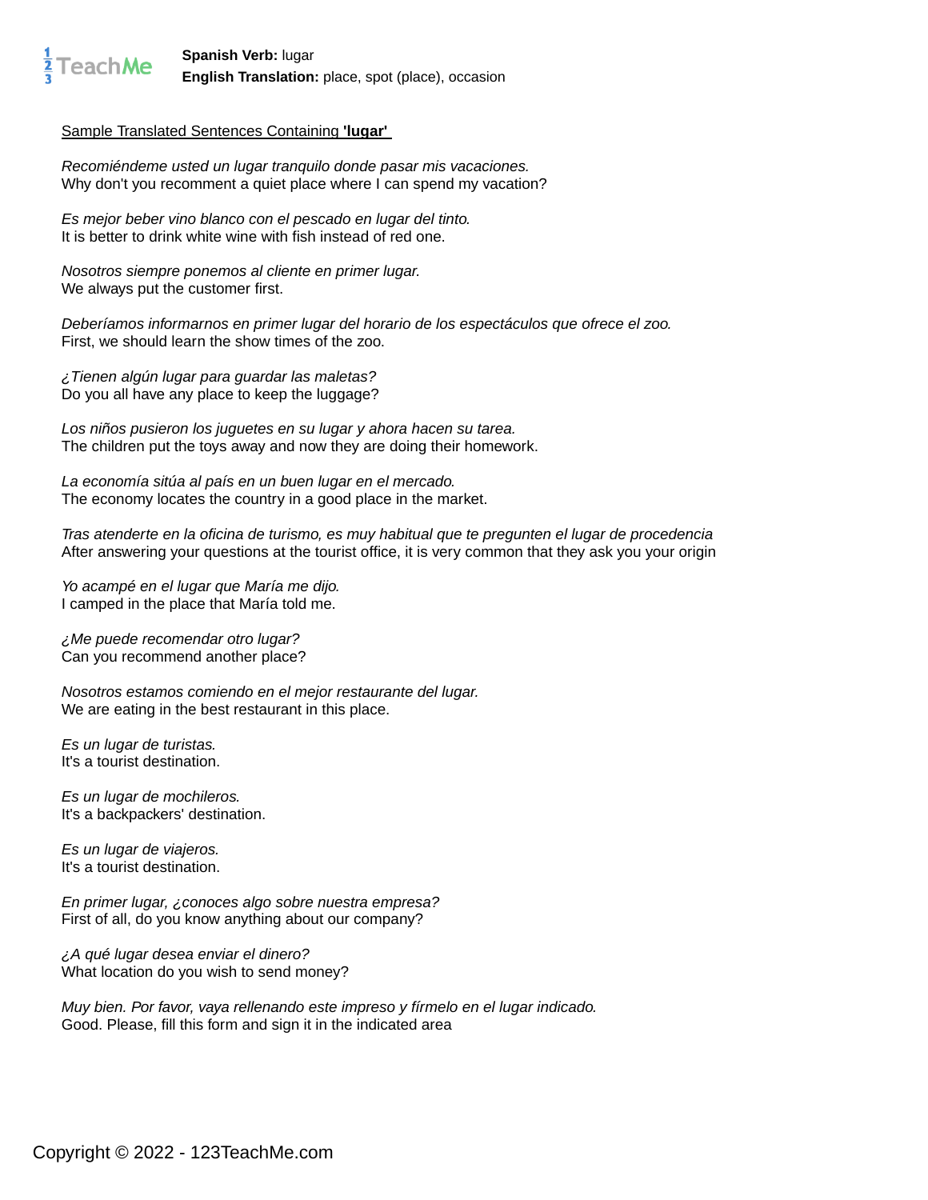**Spanish Verb:** lugar
**English Translation:** place, spot (place), occasion

Sample Translated Sentences Containing **'lugar'**

*Recomiéndeme usted un lugar tranquilo donde pasar mis vacaciones.*
Why don't you recomment a quiet place where I can spend my vacation?

*Es mejor beber vino blanco con el pescado en lugar del tinto.*
It is better to drink white wine with fish instead of red one.

*Nosotros siempre ponemos al cliente en primer lugar.*
We always put the customer first.

*Deberíamos informarnos en primer lugar del horario de los espectáculos que ofrece el zoo.*
First, we should learn the show times of the zoo.

*¿Tienen algún lugar para guardar las maletas?*
Do you all have any place to keep the luggage?

*Los niños pusieron los juguetes en su lugar y ahora hacen su tarea.*
The children put the toys away and now they are doing their homework.

*La economía sitúa al país en un buen lugar en el mercado.*
The economy locates the country in a good place in the market.

*Tras atenderte en la oficina de turismo, es muy habitual que te pregunten el lugar de procedencia*
After answering your questions at the tourist office, it is very common that they ask you your origin

*Yo acampé en el lugar que María me dijo.*
I camped in the place that María told me.

*¿Me puede recomendar otro lugar?*
Can you recommend another place?

*Nosotros estamos comiendo en el mejor restaurante del lugar.*
We are eating in the best restaurant in this place.

*Es un lugar de turistas.*
It's a tourist destination.

*Es un lugar de mochileros.*
It's a backpackers' destination.

*Es un lugar de viajeros.*
It's a tourist destination.

*En primer lugar, ¿conoces algo sobre nuestra empresa?*
First of all, do you know anything about our company?

*¿A qué lugar desea enviar el dinero?*
What location do you wish to send money?

*Muy bien. Por favor, vaya rellenando este impreso y fírmelo en el lugar indicado.*
Good. Please, fill this form and sign it in the indicated area

Copyright © 2022 - 123TeachMe.com